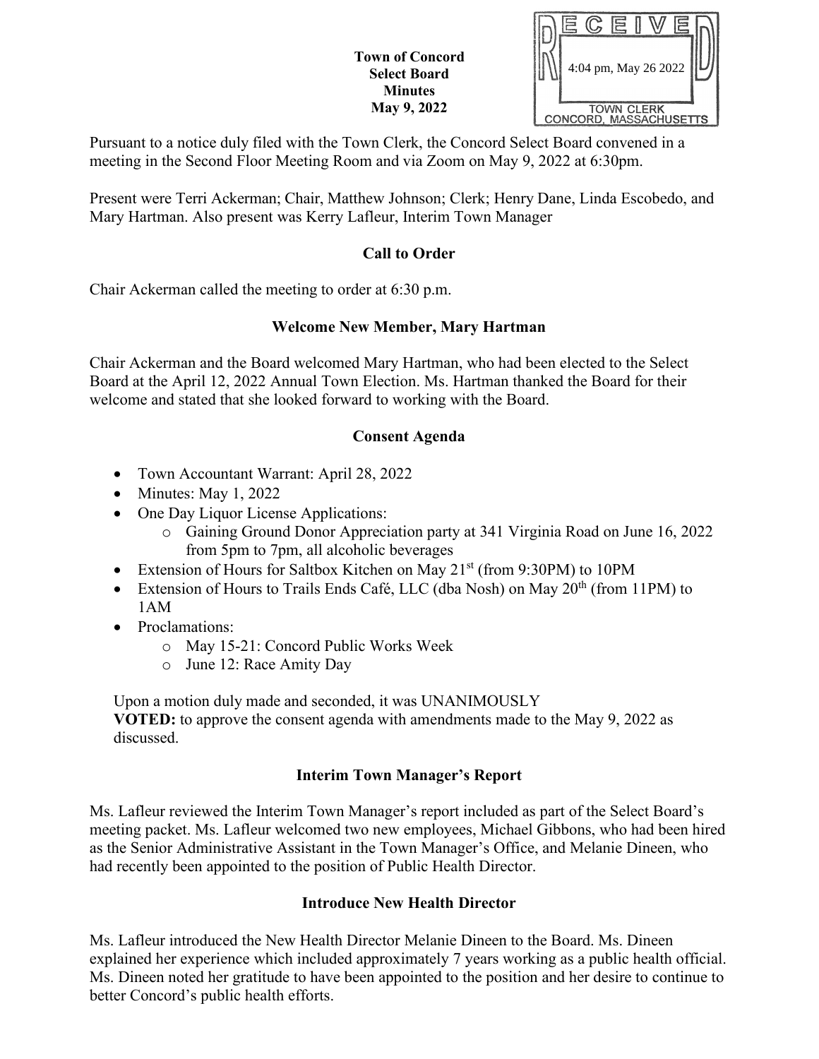**Town of Concord**
**Select Board**
**Minutes**
**May 9, 2022**

RECEIVED
4:04 pm, May 26 2022
TOWN CLERK
CONCORD, MASSACHUSETTS

Pursuant to a notice duly filed with the Town Clerk, the Concord Select Board convened in a meeting in the Second Floor Meeting Room and via Zoom on May 9, 2022 at 6:30pm.

Present were Terri Ackerman; Chair, Matthew Johnson; Clerk; Henry Dane, Linda Escobedo, and Mary Hartman. Also present was Kerry Lafleur, Interim Town Manager

## Call to Order

Chair Ackerman called the meeting to order at 6:30 p.m.

## Welcome New Member, Mary Hartman

Chair Ackerman and the Board welcomed Mary Hartman, who had been elected to the Select Board at the April 12, 2022 Annual Town Election. Ms. Hartman thanked the Board for their welcome and stated that she looked forward to working with the Board.

## Consent Agenda

- Town Accountant Warrant: April 28, 2022
- Minutes: May 1, 2022
- One Day Liquor License Applications:
  - Gaining Ground Donor Appreciation party at 341 Virginia Road on June 16, 2022 from 5pm to 7pm, all alcoholic beverages
- Extension of Hours for Saltbox Kitchen on May 21st (from 9:30PM) to 10PM
- Extension of Hours to Trails Ends Café, LLC (dba Nosh) on May 20th (from 11PM) to 1AM
- Proclamations:
  - May 15-21: Concord Public Works Week
  - June 12: Race Amity Day

Upon a motion duly made and seconded, it was UNANIMOUSLY
**VOTED:** to approve the consent agenda with amendments made to the May 9, 2022 as discussed.

## Interim Town Manager's Report

Ms. Lafleur reviewed the Interim Town Manager's report included as part of the Select Board's meeting packet. Ms. Lafleur welcomed two new employees, Michael Gibbons, who had been hired as the Senior Administrative Assistant in the Town Manager's Office, and Melanie Dineen, who had recently been appointed to the position of Public Health Director.

## Introduce New Health Director

Ms. Lafleur introduced the New Health Director Melanie Dineen to the Board. Ms. Dineen explained her experience which included approximately 7 years working as a public health official. Ms. Dineen noted her gratitude to have been appointed to the position and her desire to continue to better Concord's public health efforts.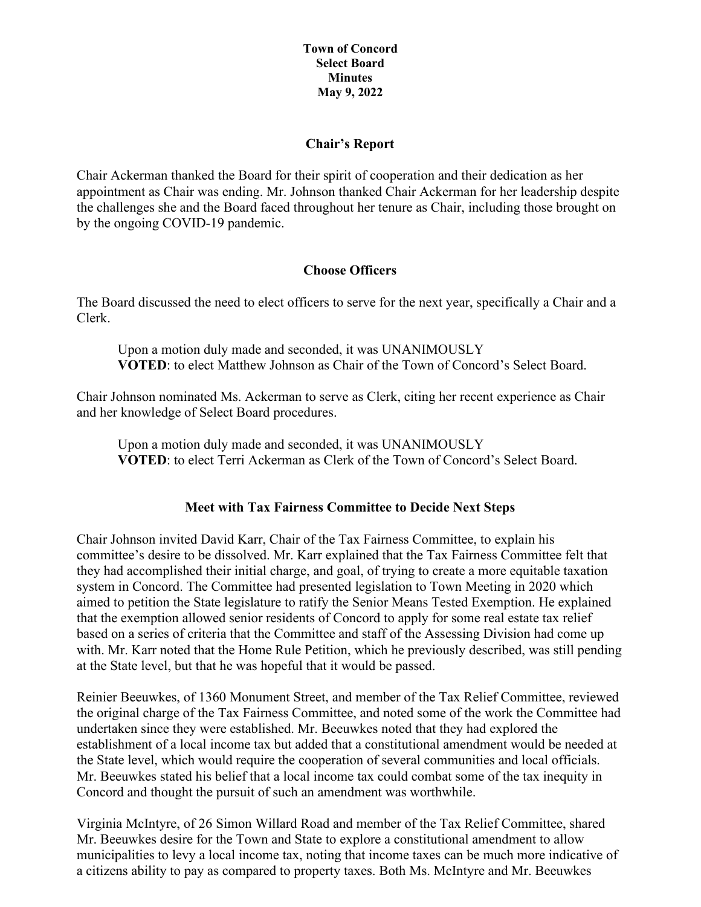**Town of Concord**
**Select Board**
**Minutes**
**May 9, 2022**

## Chair's Report

Chair Ackerman thanked the Board for their spirit of cooperation and their dedication as her appointment as Chair was ending. Mr. Johnson thanked Chair Ackerman for her leadership despite the challenges she and the Board faced throughout her tenure as Chair, including those brought on by the ongoing COVID-19 pandemic.

## Choose Officers

The Board discussed the need to elect officers to serve for the next year, specifically a Chair and a Clerk.

> Upon a motion duly made and seconded, it was UNANIMOUSLY
> **VOTED**: to elect Matthew Johnson as Chair of the Town of Concord's Select Board.

Chair Johnson nominated Ms. Ackerman to serve as Clerk, citing her recent experience as Chair and her knowledge of Select Board procedures.

> Upon a motion duly made and seconded, it was UNANIMOUSLY
> **VOTED**: to elect Terri Ackerman as Clerk of the Town of Concord's Select Board.

## Meet with Tax Fairness Committee to Decide Next Steps

Chair Johnson invited David Karr, Chair of the Tax Fairness Committee, to explain his committee's desire to be dissolved. Mr. Karr explained that the Tax Fairness Committee felt that they had accomplished their initial charge, and goal, of trying to create a more equitable taxation system in Concord. The Committee had presented legislation to Town Meeting in 2020 which aimed to petition the State legislature to ratify the Senior Means Tested Exemption. He explained that the exemption allowed senior residents of Concord to apply for some real estate tax relief based on a series of criteria that the Committee and staff of the Assessing Division had come up with. Mr. Karr noted that the Home Rule Petition, which he previously described, was still pending at the State level, but that he was hopeful that it would be passed.

Reinier Beeuwkes, of 1360 Monument Street, and member of the Tax Relief Committee, reviewed the original charge of the Tax Fairness Committee, and noted some of the work the Committee had undertaken since they were established. Mr. Beeuwkes noted that they had explored the establishment of a local income tax but added that a constitutional amendment would be needed at the State level, which would require the cooperation of several communities and local officials. Mr. Beeuwkes stated his belief that a local income tax could combat some of the tax inequity in Concord and thought the pursuit of such an amendment was worthwhile.

Virginia McIntyre, of 26 Simon Willard Road and member of the Tax Relief Committee, shared Mr. Beeuwkes desire for the Town and State to explore a constitutional amendment to allow municipalities to levy a local income tax, noting that income taxes can be much more indicative of a citizens ability to pay as compared to property taxes. Both Ms. McIntyre and Mr. Beeuwkes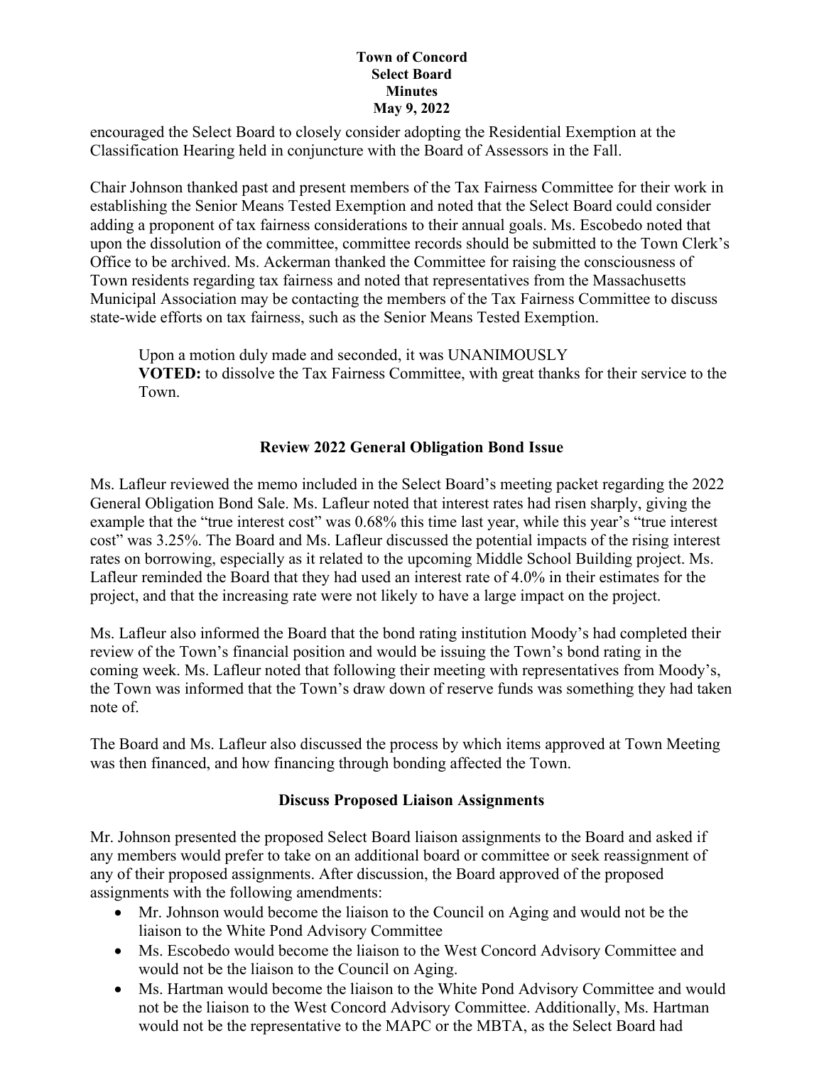encouraged the Select Board to closely consider adopting the Residential Exemption at the Classification Hearing held in conjuncture with the Board of Assessors in the Fall.

Chair Johnson thanked past and present members of the Tax Fairness Committee for their work in establishing the Senior Means Tested Exemption and noted that the Select Board could consider adding a proponent of tax fairness considerations to their annual goals. Ms. Escobedo noted that upon the dissolution of the committee, committee records should be submitted to the Town Clerk's Office to be archived. Ms. Ackerman thanked the Committee for raising the consciousness of Town residents regarding tax fairness and noted that representatives from the Massachusetts Municipal Association may be contacting the members of the Tax Fairness Committee to discuss state-wide efforts on tax fairness, such as the Senior Means Tested Exemption.

> Upon a motion duly made and seconded, it was UNANIMOUSLY
> **VOTED:** to dissolve the Tax Fairness Committee, with great thanks for their service to the Town.

## Review 2022 General Obligation Bond Issue

Ms. Lafleur reviewed the memo included in the Select Board's meeting packet regarding the 2022 General Obligation Bond Sale. Ms. Lafleur noted that interest rates had risen sharply, giving the example that the "true interest cost" was 0.68% this time last year, while this year's "true interest cost" was 3.25%. The Board and Ms. Lafleur discussed the potential impacts of the rising interest rates on borrowing, especially as it related to the upcoming Middle School Building project. Ms. Lafleur reminded the Board that they had used an interest rate of 4.0% in their estimates for the project, and that the increasing rate were not likely to have a large impact on the project.

Ms. Lafleur also informed the Board that the bond rating institution Moody's had completed their review of the Town's financial position and would be issuing the Town's bond rating in the coming week. Ms. Lafleur noted that following their meeting with representatives from Moody's, the Town was informed that the Town's draw down of reserve funds was something they had taken note of.

The Board and Ms. Lafleur also discussed the process by which items approved at Town Meeting was then financed, and how financing through bonding affected the Town.

## Discuss Proposed Liaison Assignments

Mr. Johnson presented the proposed Select Board liaison assignments to the Board and asked if any members would prefer to take on an additional board or committee or seek reassignment of any of their proposed assignments. After discussion, the Board approved of the proposed assignments with the following amendments:

- Mr. Johnson would become the liaison to the Council on Aging and would not be the liaison to the White Pond Advisory Committee
- Ms. Escobedo would become the liaison to the West Concord Advisory Committee and would not be the liaison to the Council on Aging.
- Ms. Hartman would become the liaison to the White Pond Advisory Committee and would not be the liaison to the West Concord Advisory Committee. Additionally, Ms. Hartman would not be the representative to the MAPC or the MBTA, as the Select Board had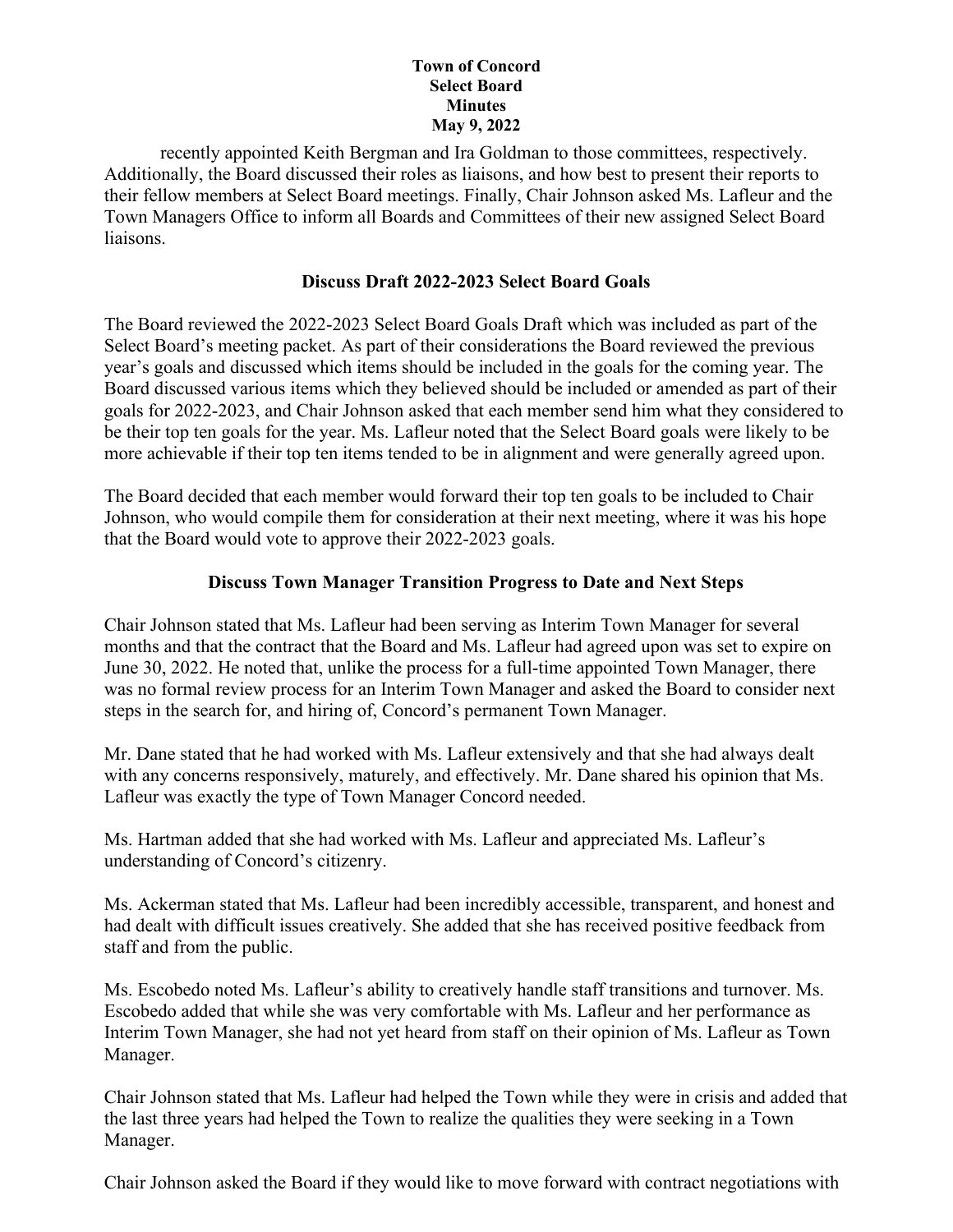recently appointed Keith Bergman and Ira Goldman to those committees, respectively. Additionally, the Board discussed their roles as liaisons, and how best to present their reports to their fellow members at Select Board meetings. Finally, Chair Johnson asked Ms. Lafleur and the Town Managers Office to inform all Boards and Committees of their new assigned Select Board liaisons.

## Discuss Draft 2022-2023 Select Board Goals

The Board reviewed the 2022-2023 Select Board Goals Draft which was included as part of the Select Board's meeting packet. As part of their considerations the Board reviewed the previous year's goals and discussed which items should be included in the goals for the coming year. The Board discussed various items which they believed should be included or amended as part of their goals for 2022-2023, and Chair Johnson asked that each member send him what they considered to be their top ten goals for the year. Ms. Lafleur noted that the Select Board goals were likely to be more achievable if their top ten items tended to be in alignment and were generally agreed upon.

The Board decided that each member would forward their top ten goals to be included to Chair Johnson, who would compile them for consideration at their next meeting, where it was his hope that the Board would vote to approve their 2022-2023 goals.

## Discuss Town Manager Transition Progress to Date and Next Steps

Chair Johnson stated that Ms. Lafleur had been serving as Interim Town Manager for several months and that the contract that the Board and Ms. Lafleur had agreed upon was set to expire on June 30, 2022. He noted that, unlike the process for a full-time appointed Town Manager, there was no formal review process for an Interim Town Manager and asked the Board to consider next steps in the search for, and hiring of, Concord's permanent Town Manager.

Mr. Dane stated that he had worked with Ms. Lafleur extensively and that she had always dealt with any concerns responsively, maturely, and effectively. Mr. Dane shared his opinion that Ms. Lafleur was exactly the type of Town Manager Concord needed.

Ms. Hartman added that she had worked with Ms. Lafleur and appreciated Ms. Lafleur's understanding of Concord's citizenry.

Ms. Ackerman stated that Ms. Lafleur had been incredibly accessible, transparent, and honest and had dealt with difficult issues creatively. She added that she has received positive feedback from staff and from the public.

Ms. Escobedo noted Ms. Lafleur's ability to creatively handle staff transitions and turnover. Ms. Escobedo added that while she was very comfortable with Ms. Lafleur and her performance as Interim Town Manager, she had not yet heard from staff on their opinion of Ms. Lafleur as Town Manager.

Chair Johnson stated that Ms. Lafleur had helped the Town while they were in crisis and added that the last three years had helped the Town to realize the qualities they were seeking in a Town Manager.

Chair Johnson asked the Board if they would like to move forward with contract negotiations with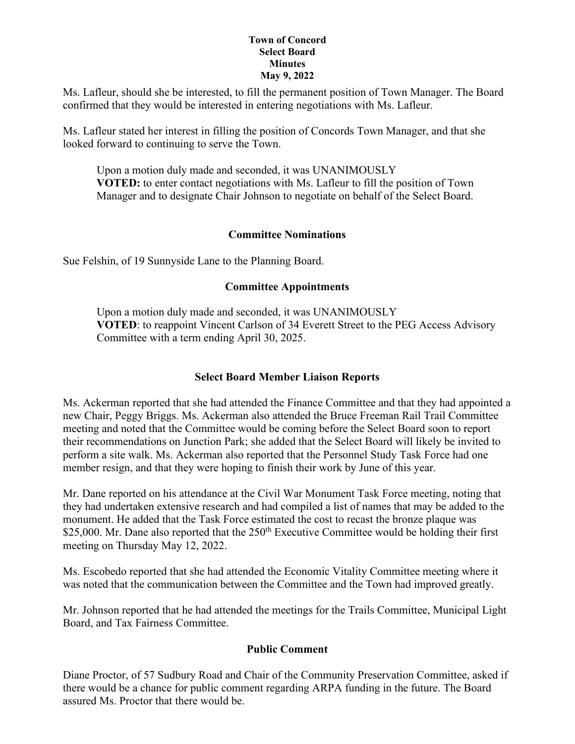Ms. Lafleur, should she be interested, to fill the permanent position of Town Manager. The Board confirmed that they would be interested in entering negotiations with Ms. Lafleur.

Ms. Lafleur stated her interest in filling the position of Concords Town Manager, and that she looked forward to continuing to serve the Town.

> Upon a motion duly made and seconded, it was UNANIMOUSLY
> **VOTED:** to enter contact negotiations with Ms. Lafleur to fill the position of Town Manager and to designate Chair Johnson to negotiate on behalf of the Select Board.

## Committee Nominations

Sue Felshin, of 19 Sunnyside Lane to the Planning Board.

## Committee Appointments

> Upon a motion duly made and seconded, it was UNANIMOUSLY
> **VOTED**: to reappoint Vincent Carlson of 34 Everett Street to the PEG Access Advisory Committee with a term ending April 30, 2025.

## Select Board Member Liaison Reports

Ms. Ackerman reported that she had attended the Finance Committee and that they had appointed a new Chair, Peggy Briggs. Ms. Ackerman also attended the Bruce Freeman Rail Trail Committee meeting and noted that the Committee would be coming before the Select Board soon to report their recommendations on Junction Park; she added that the Select Board will likely be invited to perform a site walk. Ms. Ackerman also reported that the Personnel Study Task Force had one member resign, and that they were hoping to finish their work by June of this year.

Mr. Dane reported on his attendance at the Civil War Monument Task Force meeting, noting that they had undertaken extensive research and had compiled a list of names that may be added to the monument. He added that the Task Force estimated the cost to recast the bronze plaque was $25,000. Mr. Dane also reported that the 250th Executive Committee would be holding their first meeting on Thursday May 12, 2022.

Ms. Escobedo reported that she had attended the Economic Vitality Committee meeting where it was noted that the communication between the Committee and the Town had improved greatly.

Mr. Johnson reported that he had attended the meetings for the Trails Committee, Municipal Light Board, and Tax Fairness Committee.

## Public Comment

Diane Proctor, of 57 Sudbury Road and Chair of the Community Preservation Committee, asked if there would be a chance for public comment regarding ARPA funding in the future. The Board assured Ms. Proctor that there would be.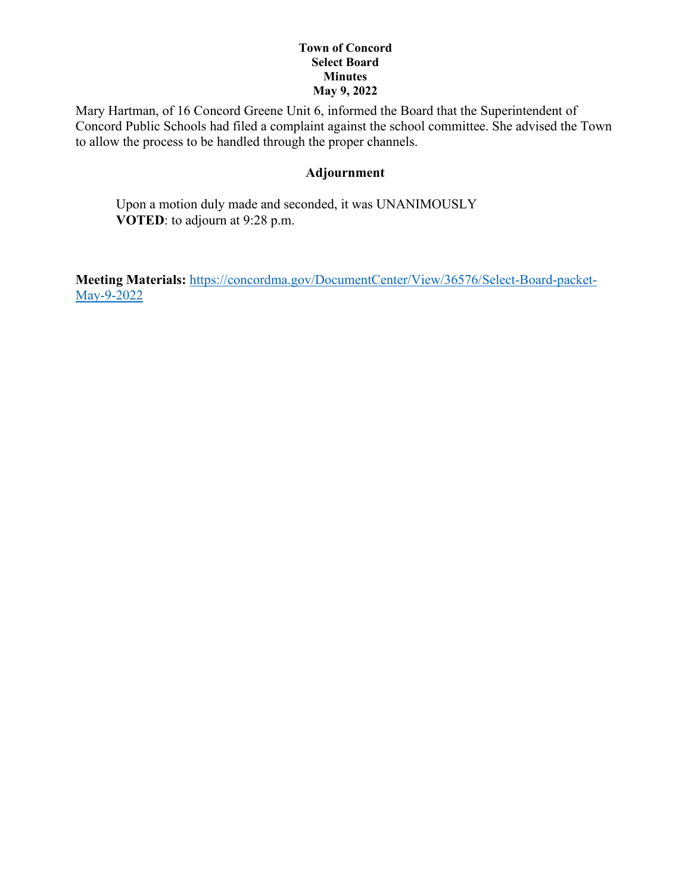Mary Hartman, of 16 Concord Greene Unit 6, informed the Board that the Superintendent of Concord Public Schools had filed a complaint against the school committee. She advised the Town to allow the process to be handled through the proper channels.

## Adjournment

Upon a motion duly made and seconded, it was UNANIMOUSLY
**VOTED**: to adjourn at 9:28 p.m.

**Meeting Materials:** [https://concordma.gov/DocumentCenter/View/36576/Select-Board-packet-May-9-2022](https://concordma.gov/DocumentCenter/View/36576/Select-Board-packet-May-9-2022)